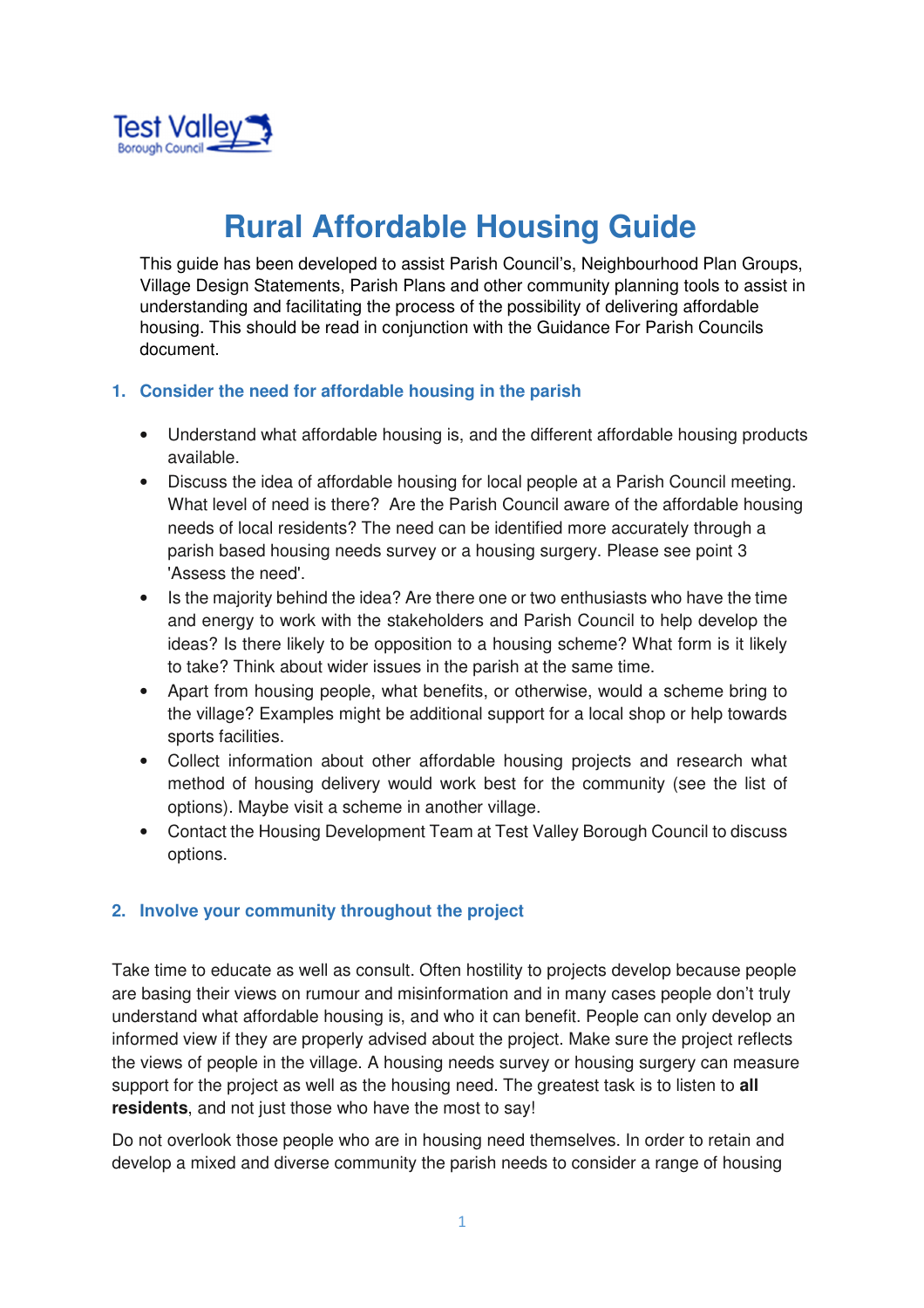Test Valley Borough Council

# Rural Affordable Housing Guide

This guide has been developed to assist Parish Council's, Neighbourhood Plan Groups, Village Design Statements, Parish Plans and other community planning tools to assist in understanding and facilitating the process of the possibility of delivering affordable housing. This should be read in conjunction with the Guidance For Parish Councils document.

## 1. Consider the need for affordable housing in the parish

- Understand what affordable housing is, and the different affordable housing products available.
- Discuss the idea of affordable housing for local people at a Parish Council meeting. What level of need is there? Are the Parish Council aware of the affordable housing needs of local residents? The need can be identified more accurately through a parish based housing needs survey or a housing surgery. Please see point 3 'Assess the need'.
- Is the majority behind the idea? Are there one or two enthusiasts who have the time and energy to work with the stakeholders and Parish Council to help develop the ideas? Is there likely to be opposition to a housing scheme? What form is it likely to take? Think about wider issues in the parish at the same time.
- Apart from housing people, what benefits, or otherwise, would a scheme bring to the village? Examples might be additional support for a local shop or help towards sports facilities.
- Collect information about other affordable housing projects and research what method of housing delivery would work best for the community (see the list of options). Maybe visit a scheme in another village.
- Contact the Housing Development Team at Test Valley Borough Council to discuss options.

## 2. Involve your community throughout the project

Take time to educate as well as consult. Often hostility to projects develop because people are basing their views on rumour and misinformation and in many cases people don't truly understand what affordable housing is, and who it can benefit. People can only develop an informed view if they are properly advised about the project. Make sure the project reflects the views of people in the village. A housing needs survey or housing surgery can measure support for the project as well as the housing need. The greatest task is to listen to **all residents**, and not just those who have the most to say!

Do not overlook those people who are in housing need themselves. In order to retain and develop a mixed and diverse community the parish needs to consider a range of housing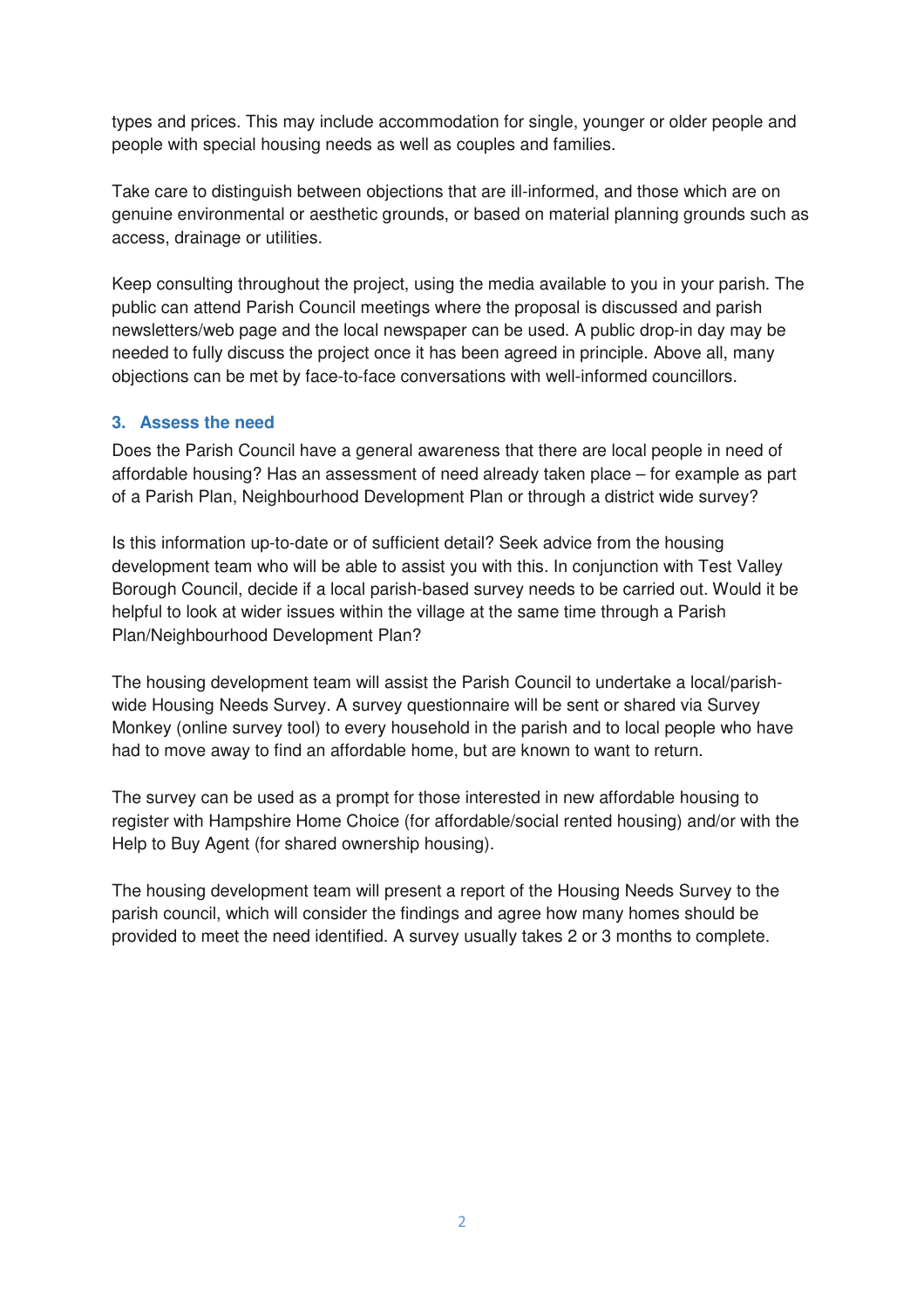types and prices. This may include accommodation for single, younger or older people and people with special housing needs as well as couples and families.

Take care to distinguish between objections that are ill-informed, and those which are on genuine environmental or aesthetic grounds, or based on material planning grounds such as access, drainage or utilities.

Keep consulting throughout the project, using the media available to you in your parish. The public can attend Parish Council meetings where the proposal is discussed and parish newsletters/web page and the local newspaper can be used. A public drop-in day may be needed to fully discuss the project once it has been agreed in principle. Above all, many objections can be met by face-to-face conversations with well-informed councillors.

### 3. Assess the need

Does the Parish Council have a general awareness that there are local people in need of affordable housing? Has an assessment of need already taken place – for example as part of a Parish Plan, Neighbourhood Development Plan or through a district wide survey?

Is this information up-to-date or of sufficient detail? Seek advice from the housing development team who will be able to assist you with this. In conjunction with Test Valley Borough Council, decide if a local parish-based survey needs to be carried out. Would it be helpful to look at wider issues within the village at the same time through a Parish Plan/Neighbourhood Development Plan?

The housing development team will assist the Parish Council to undertake a local/parish-wide Housing Needs Survey. A survey questionnaire will be sent or shared via Survey Monkey (online survey tool) to every household in the parish and to local people who have had to move away to find an affordable home, but are known to want to return.

The survey can be used as a prompt for those interested in new affordable housing to register with Hampshire Home Choice (for affordable/social rented housing) and/or with the Help to Buy Agent (for shared ownership housing).

The housing development team will present a report of the Housing Needs Survey to the parish council, which will consider the findings and agree how many homes should be provided to meet the need identified. A survey usually takes 2 or 3 months to complete.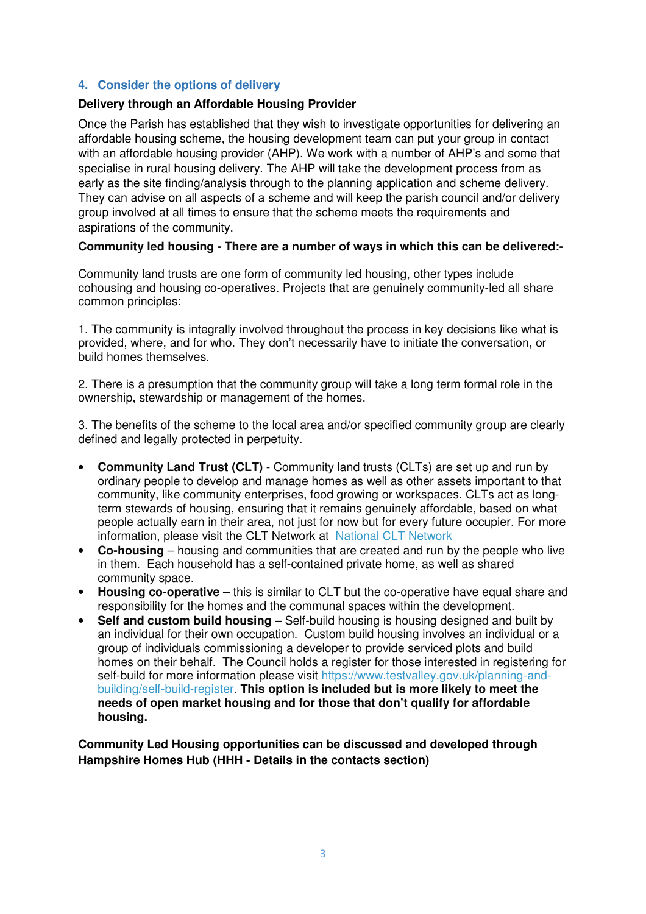## 4. Consider the options of delivery

**Delivery through an Affordable Housing Provider**

Once the Parish has established that they wish to investigate opportunities for delivering an affordable housing scheme, the housing development team can put your group in contact with an affordable housing provider (AHP). We work with a number of AHP's and some that specialise in rural housing delivery. The AHP will take the development process from as early as the site finding/analysis through to the planning application and scheme delivery. They can advise on all aspects of a scheme and will keep the parish council and/or delivery group involved at all times to ensure that the scheme meets the requirements and aspirations of the community.

**Community led housing - There are a number of ways in which this can be delivered:-**

Community land trusts are one form of community led housing, other types include cohousing and housing co-operatives. Projects that are genuinely community-led all share common principles:

1. The community is integrally involved throughout the process in key decisions like what is provided, where, and for who. They don't necessarily have to initiate the conversation, or build homes themselves.

2. There is a presumption that the community group will take a long term formal role in the ownership, stewardship or management of the homes.

3. The benefits of the scheme to the local area and/or specified community group are clearly defined and legally protected in perpetuity.

- **Community Land Trust (CLT)** - Community land trusts (CLTs) are set up and run by ordinary people to develop and manage homes as well as other assets important to that community, like community enterprises, food growing or workspaces. CLTs act as long-term stewards of housing, ensuring that it remains genuinely affordable, based on what people actually earn in their area, not just for now but for every future occupier. For more information, please visit the CLT Network at National CLT Network
- **Co-housing** – housing and communities that are created and run by the people who live in them. Each household has a self-contained private home, as well as shared community space.
- **Housing co-operative** – this is similar to CLT but the co-operative have equal share and responsibility for the homes and the communal spaces within the development.
- **Self and custom build housing** – Self-build housing is housing designed and built by an individual for their own occupation. Custom build housing involves an individual or a group of individuals commissioning a developer to provide serviced plots and build homes on their behalf. The Council holds a register for those interested in registering for self-build for more information please visit https://www.testvalley.gov.uk/planning-and-building/self-build-register. **This option is included but is more likely to meet the needs of open market housing and for those that don't qualify for affordable housing.**

**Community Led Housing opportunities can be discussed and developed through Hampshire Homes Hub (HHH - Details in the contacts section)**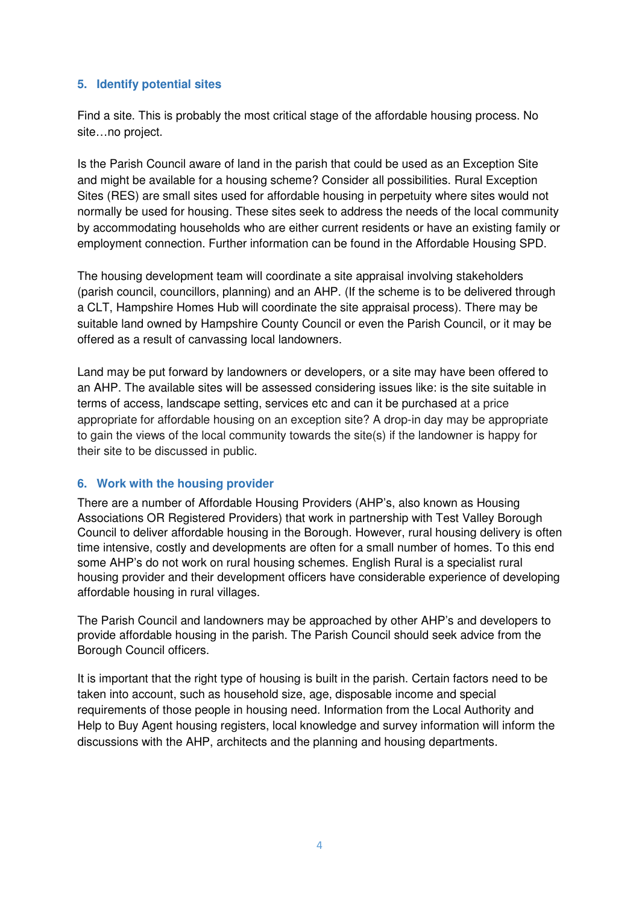## 5. Identify potential sites

Find a site. This is probably the most critical stage of the affordable housing process. No site…no project.

Is the Parish Council aware of land in the parish that could be used as an Exception Site and might be available for a housing scheme? Consider all possibilities. Rural Exception Sites (RES) are small sites used for affordable housing in perpetuity where sites would not normally be used for housing. These sites seek to address the needs of the local community by accommodating households who are either current residents or have an existing family or employment connection. Further information can be found in the Affordable Housing SPD.

The housing development team will coordinate a site appraisal involving stakeholders (parish council, councillors, planning) and an AHP. (If the scheme is to be delivered through a CLT, Hampshire Homes Hub will coordinate the site appraisal process). There may be suitable land owned by Hampshire County Council or even the Parish Council, or it may be offered as a result of canvassing local landowners.

Land may be put forward by landowners or developers, or a site may have been offered to an AHP. The available sites will be assessed considering issues like: is the site suitable in terms of access, landscape setting, services etc and can it be purchased at a price appropriate for affordable housing on an exception site? A drop-in day may be appropriate to gain the views of the local community towards the site(s) if the landowner is happy for their site to be discussed in public.

## 6. Work with the housing provider

There are a number of Affordable Housing Providers (AHP's, also known as Housing Associations OR Registered Providers) that work in partnership with Test Valley Borough Council to deliver affordable housing in the Borough. However, rural housing delivery is often time intensive, costly and developments are often for a small number of homes. To this end some AHP's do not work on rural housing schemes. English Rural is a specialist rural housing provider and their development officers have considerable experience of developing affordable housing in rural villages.

The Parish Council and landowners may be approached by other AHP's and developers to provide affordable housing in the parish. The Parish Council should seek advice from the Borough Council officers.

It is important that the right type of housing is built in the parish. Certain factors need to be taken into account, such as household size, age, disposable income and special requirements of those people in housing need. Information from the Local Authority and Help to Buy Agent housing registers, local knowledge and survey information will inform the discussions with the AHP, architects and the planning and housing departments.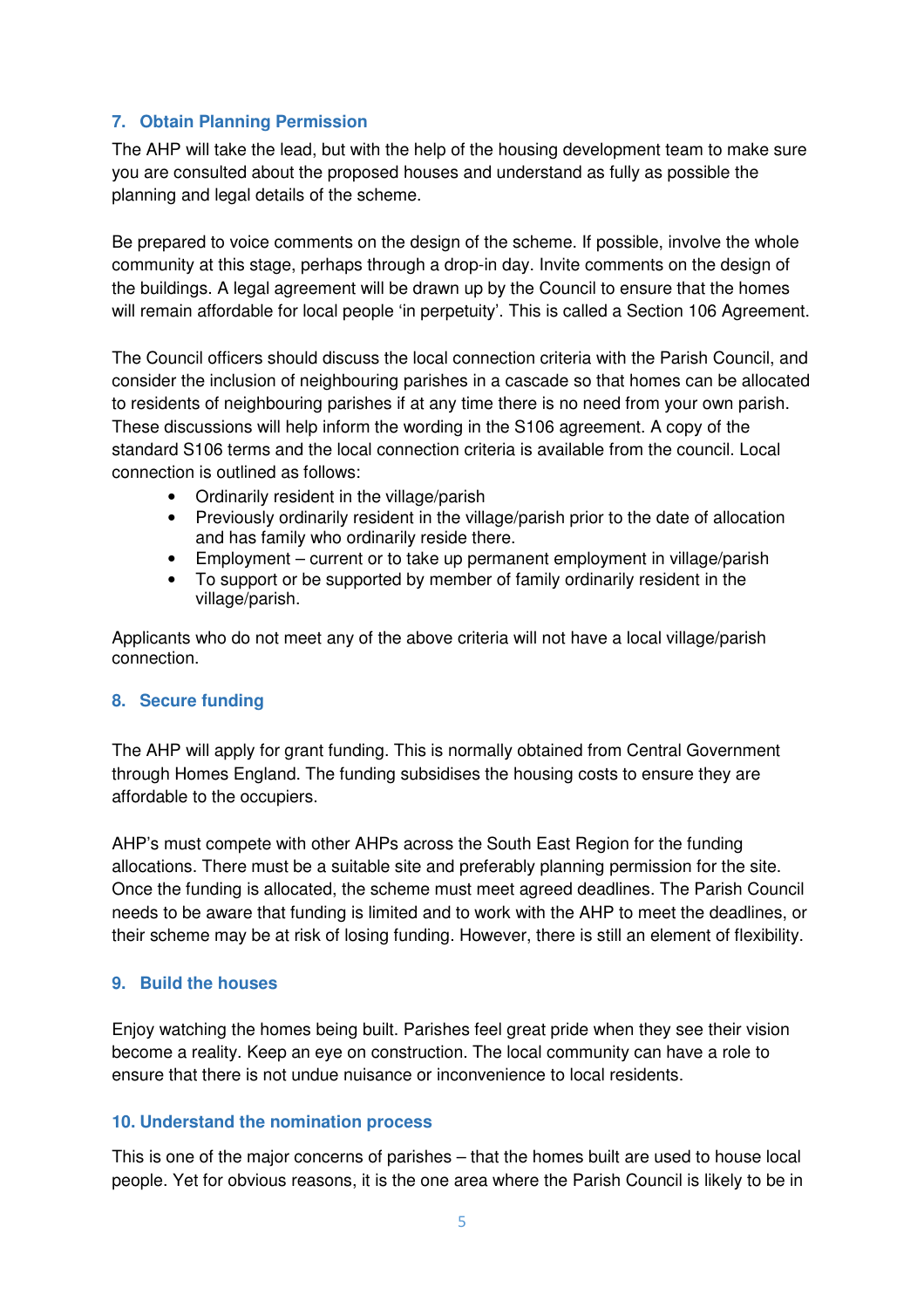## 7. Obtain Planning Permission

The AHP will take the lead, but with the help of the housing development team to make sure you are consulted about the proposed houses and understand as fully as possible the planning and legal details of the scheme.

Be prepared to voice comments on the design of the scheme. If possible, involve the whole community at this stage, perhaps through a drop-in day. Invite comments on the design of the buildings. A legal agreement will be drawn up by the Council to ensure that the homes will remain affordable for local people 'in perpetuity'. This is called a Section 106 Agreement.

The Council officers should discuss the local connection criteria with the Parish Council, and consider the inclusion of neighbouring parishes in a cascade so that homes can be allocated to residents of neighbouring parishes if at any time there is no need from your own parish. These discussions will help inform the wording in the S106 agreement. A copy of the standard S106 terms and the local connection criteria is available from the council. Local connection is outlined as follows:

- Ordinarily resident in the village/parish
- Previously ordinarily resident in the village/parish prior to the date of allocation and has family who ordinarily reside there.
- Employment – current or to take up permanent employment in village/parish
- To support or be supported by member of family ordinarily resident in the village/parish.

Applicants who do not meet any of the above criteria will not have a local village/parish connection.

## 8. Secure funding

The AHP will apply for grant funding. This is normally obtained from Central Government through Homes England. The funding subsidises the housing costs to ensure they are affordable to the occupiers.

AHP's must compete with other AHPs across the South East Region for the funding allocations. There must be a suitable site and preferably planning permission for the site. Once the funding is allocated, the scheme must meet agreed deadlines. The Parish Council needs to be aware that funding is limited and to work with the AHP to meet the deadlines, or their scheme may be at risk of losing funding. However, there is still an element of flexibility.

## 9. Build the houses

Enjoy watching the homes being built. Parishes feel great pride when they see their vision become a reality. Keep an eye on construction. The local community can have a role to ensure that there is not undue nuisance or inconvenience to local residents.

## 10. Understand the nomination process

This is one of the major concerns of parishes – that the homes built are used to house local people. Yet for obvious reasons, it is the one area where the Parish Council is likely to be in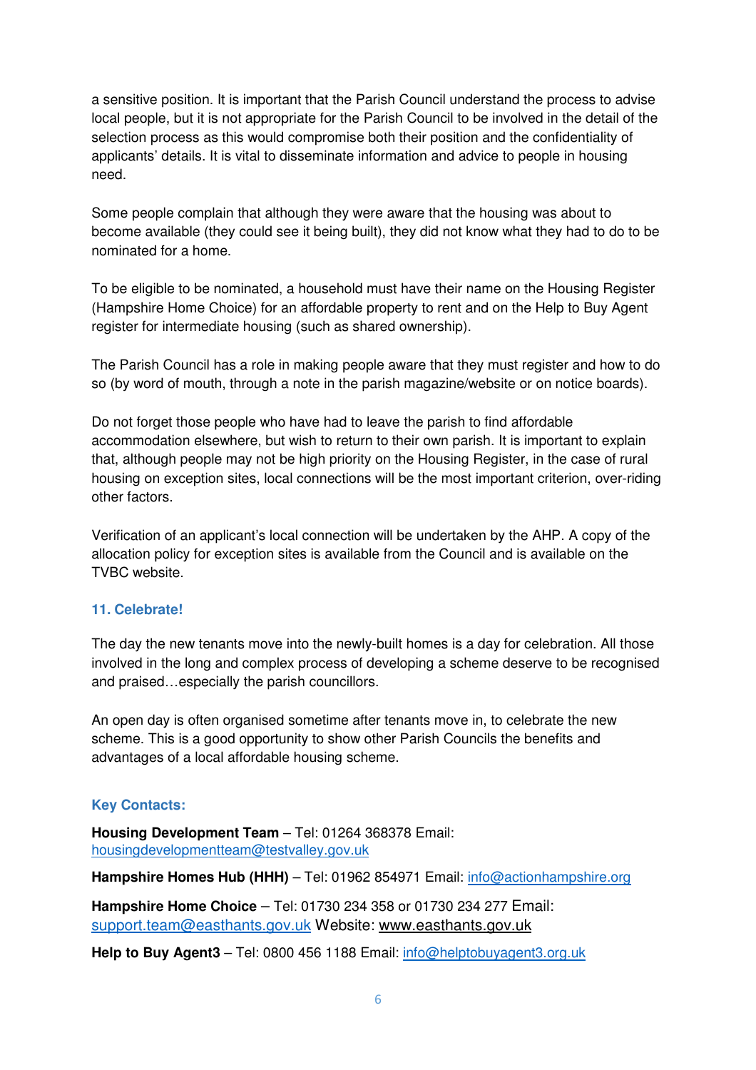a sensitive position. It is important that the Parish Council understand the process to advise local people, but it is not appropriate for the Parish Council to be involved in the detail of the selection process as this would compromise both their position and the confidentiality of applicants' details. It is vital to disseminate information and advice to people in housing need.

Some people complain that although they were aware that the housing was about to become available (they could see it being built), they did not know what they had to do to be nominated for a home.

To be eligible to be nominated, a household must have their name on the Housing Register (Hampshire Home Choice) for an affordable property to rent and on the Help to Buy Agent register for intermediate housing (such as shared ownership).

The Parish Council has a role in making people aware that they must register and how to do so (by word of mouth, through a note in the parish magazine/website or on notice boards).

Do not forget those people who have had to leave the parish to find affordable accommodation elsewhere, but wish to return to their own parish. It is important to explain that, although people may not be high priority on the Housing Register, in the case of rural housing on exception sites, local connections will be the most important criterion, over-riding other factors.

Verification of an applicant's local connection will be undertaken by the AHP. A copy of the allocation policy for exception sites is available from the Council and is available on the TVBC website.

### 11. Celebrate!

The day the new tenants move into the newly-built homes is a day for celebration. All those involved in the long and complex process of developing a scheme deserve to be recognised and praised…especially the parish councillors.

An open day is often organised sometime after tenants move in, to celebrate the new scheme. This is a good opportunity to show other Parish Councils the benefits and advantages of a local affordable housing scheme.

### Key Contacts:

**Housing Development Team** – Tel: 01264 368378 Email: housingdevelopmentteam@testvalley.gov.uk

**Hampshire Homes Hub (HHH)** – Tel: 01962 854971 Email: info@actionhampshire.org

**Hampshire Home Choice** – Tel: 01730 234 358 or 01730 234 277 Email: support.team@easthants.gov.uk Website: www.easthants.gov.uk

**Help to Buy Agent3** – Tel: 0800 456 1188 Email: info@helptobuyagent3.org.uk